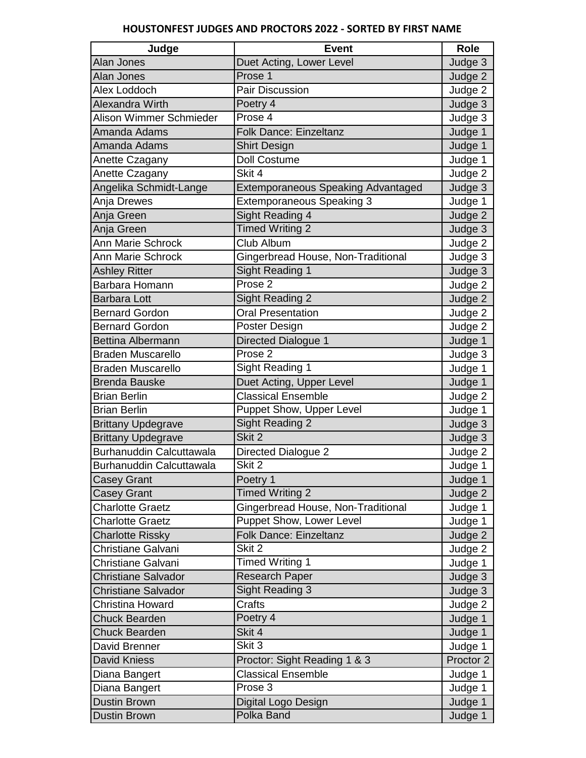## HOUSTONFEST JUDGES AND PROCTORS 2022 - SORTED BY FIRST NAME

| Judge | Event | Role |
|---|---|---|
| Alan Jones | Duet Acting, Lower Level | Judge 3 |
| Alan Jones | Prose 1 | Judge 2 |
| Alex Loddoch | Pair Discussion | Judge 2 |
| Alexandra Wirth | Poetry 4 | Judge 3 |
| Alison Wimmer Schmieder | Prose 4 | Judge 3 |
| Amanda Adams | Folk Dance: Einzeltanz | Judge 1 |
| Amanda Adams | Shirt Design | Judge 1 |
| Anette Czagany | Doll Costume | Judge 1 |
| Anette Czagany | Skit 4 | Judge 2 |
| Angelika Schmidt-Lange | Extemporaneous Speaking Advantaged | Judge 3 |
| Anja Drewes | Extemporaneous Speaking 3 | Judge 1 |
| Anja Green | Sight Reading 4 | Judge 2 |
| Anja Green | Timed Writing 2 | Judge 3 |
| Ann Marie Schrock | Club Album | Judge 2 |
| Ann Marie Schrock | Gingerbread House, Non-Traditional | Judge 3 |
| Ashley Ritter | Sight Reading 1 | Judge 3 |
| Barbara Homann | Prose 2 | Judge 2 |
| Barbara Lott | Sight Reading 2 | Judge 2 |
| Bernard Gordon | Oral Presentation | Judge 2 |
| Bernard Gordon | Poster Design | Judge 2 |
| Bettina Albermann | Directed Dialogue 1 | Judge 1 |
| Braden Muscarello | Prose 2 | Judge 3 |
| Braden Muscarello | Sight Reading 1 | Judge 1 |
| Brenda Bauske | Duet Acting, Upper Level | Judge 1 |
| Brian Berlin | Classical Ensemble | Judge 2 |
| Brian Berlin | Puppet Show, Upper Level | Judge 1 |
| Brittany Updegrave | Sight Reading 2 | Judge 3 |
| Brittany Updegrave | Skit 2 | Judge 3 |
| Burhanuddin Calcuttawala | Directed Dialogue 2 | Judge 2 |
| Burhanuddin Calcuttawala | Skit 2 | Judge 1 |
| Casey Grant | Poetry 1 | Judge 1 |
| Casey Grant | Timed Writing 2 | Judge 2 |
| Charlotte Graetz | Gingerbread House, Non-Traditional | Judge 1 |
| Charlotte Graetz | Puppet Show, Lower Level | Judge 1 |
| Charlotte Rissky | Folk Dance: Einzeltanz | Judge 2 |
| Christiane Galvani | Skit 2 | Judge 2 |
| Christiane Galvani | Timed Writing 1 | Judge 1 |
| Christiane Salvador | Research Paper | Judge 3 |
| Christiane Salvador | Sight Reading 3 | Judge 3 |
| Christina Howard | Crafts | Judge 2 |
| Chuck Bearden | Poetry 4 | Judge 1 |
| Chuck Bearden | Skit 4 | Judge 1 |
| David Brenner | Skit 3 | Judge 1 |
| David Kniess | Proctor: Sight Reading 1 & 3 | Proctor 2 |
| Diana Bangert | Classical Ensemble | Judge 1 |
| Diana Bangert | Prose 3 | Judge 1 |
| Dustin Brown | Digital Logo Design | Judge 1 |
| Dustin Brown | Polka Band | Judge 1 |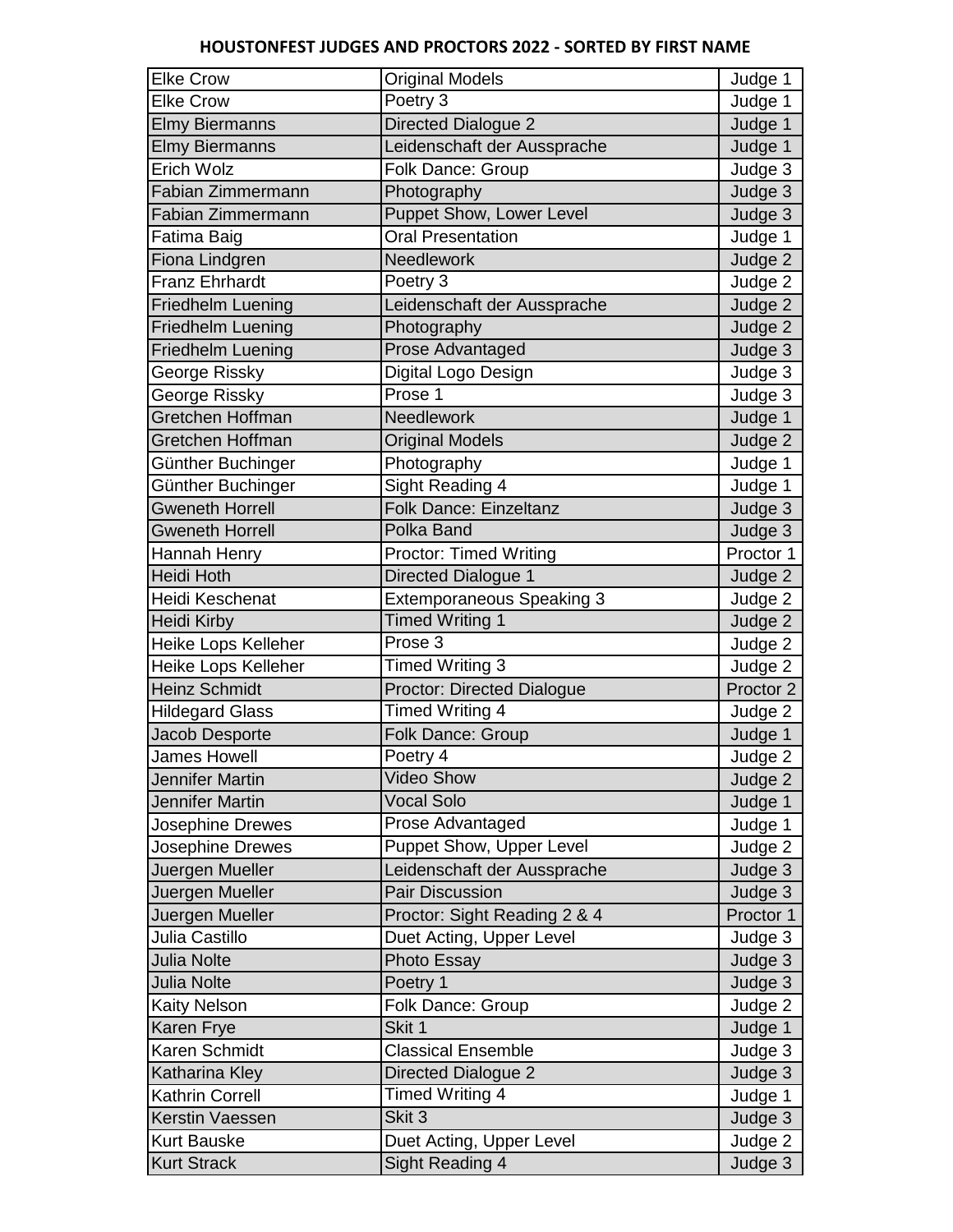## HOUSTONFEST JUDGES AND PROCTORS 2022 - SORTED BY FIRST NAME

| | | |
|---|---|---|
| Elke Crow | Original Models | Judge 1 |
| Elke Crow | Poetry 3 | Judge 1 |
| Elmy Biermanns | Directed Dialogue 2 | Judge 1 |
| Elmy Biermanns | Leidenschaft der Aussprache | Judge 1 |
| Erich Wolz | Folk Dance: Group | Judge 3 |
| Fabian Zimmermann | Photography | Judge 3 |
| Fabian Zimmermann | Puppet Show, Lower Level | Judge 3 |
| Fatima Baig | Oral Presentation | Judge 1 |
| Fiona Lindgren | Needlework | Judge 2 |
| Franz Ehrhardt | Poetry 3 | Judge 2 |
| Friedhelm Luening | Leidenschaft der Aussprache | Judge 2 |
| Friedhelm Luening | Photography | Judge 2 |
| Friedhelm Luening | Prose Advantaged | Judge 3 |
| George Rissky | Digital Logo Design | Judge 3 |
| George Rissky | Prose 1 | Judge 3 |
| Gretchen Hoffman | Needlework | Judge 1 |
| Gretchen Hoffman | Original Models | Judge 2 |
| Günther Buchinger | Photography | Judge 1 |
| Günther Buchinger | Sight Reading 4 | Judge 1 |
| Gweneth Horrell | Folk Dance: Einzeltanz | Judge 3 |
| Gweneth Horrell | Polka Band | Judge 3 |
| Hannah Henry | Proctor: Timed Writing | Proctor 1 |
| Heidi Hoth | Directed Dialogue 1 | Judge 2 |
| Heidi Keschenat | Extemporaneous Speaking 3 | Judge 2 |
| Heidi Kirby | Timed Writing 1 | Judge 2 |
| Heike Lops Kelleher | Prose 3 | Judge 2 |
| Heike Lops Kelleher | Timed Writing 3 | Judge 2 |
| Heinz Schmidt | Proctor: Directed Dialogue | Proctor 2 |
| Hildegard Glass | Timed Writing 4 | Judge 2 |
| Jacob Desporte | Folk Dance: Group | Judge 1 |
| James Howell | Poetry 4 | Judge 2 |
| Jennifer Martin | Video Show | Judge 2 |
| Jennifer Martin | Vocal Solo | Judge 1 |
| Josephine Drewes | Prose Advantaged | Judge 1 |
| Josephine Drewes | Puppet Show, Upper Level | Judge 2 |
| Juergen Mueller | Leidenschaft der Aussprache | Judge 3 |
| Juergen Mueller | Pair Discussion | Judge 3 |
| Juergen Mueller | Proctor: Sight Reading 2 & 4 | Proctor 1 |
| Julia Castillo | Duet Acting, Upper Level | Judge 3 |
| Julia Nolte | Photo Essay | Judge 3 |
| Julia Nolte | Poetry 1 | Judge 3 |
| Kaity Nelson | Folk Dance: Group | Judge 2 |
| Karen Frye | Skit 1 | Judge 1 |
| Karen Schmidt | Classical Ensemble | Judge 3 |
| Katharina Kley | Directed Dialogue 2 | Judge 3 |
| Kathrin Correll | Timed Writing 4 | Judge 1 |
| Kerstin Vaessen | Skit 3 | Judge 3 |
| Kurt Bauske | Duet Acting, Upper Level | Judge 2 |
| Kurt Strack | Sight Reading 4 | Judge 3 |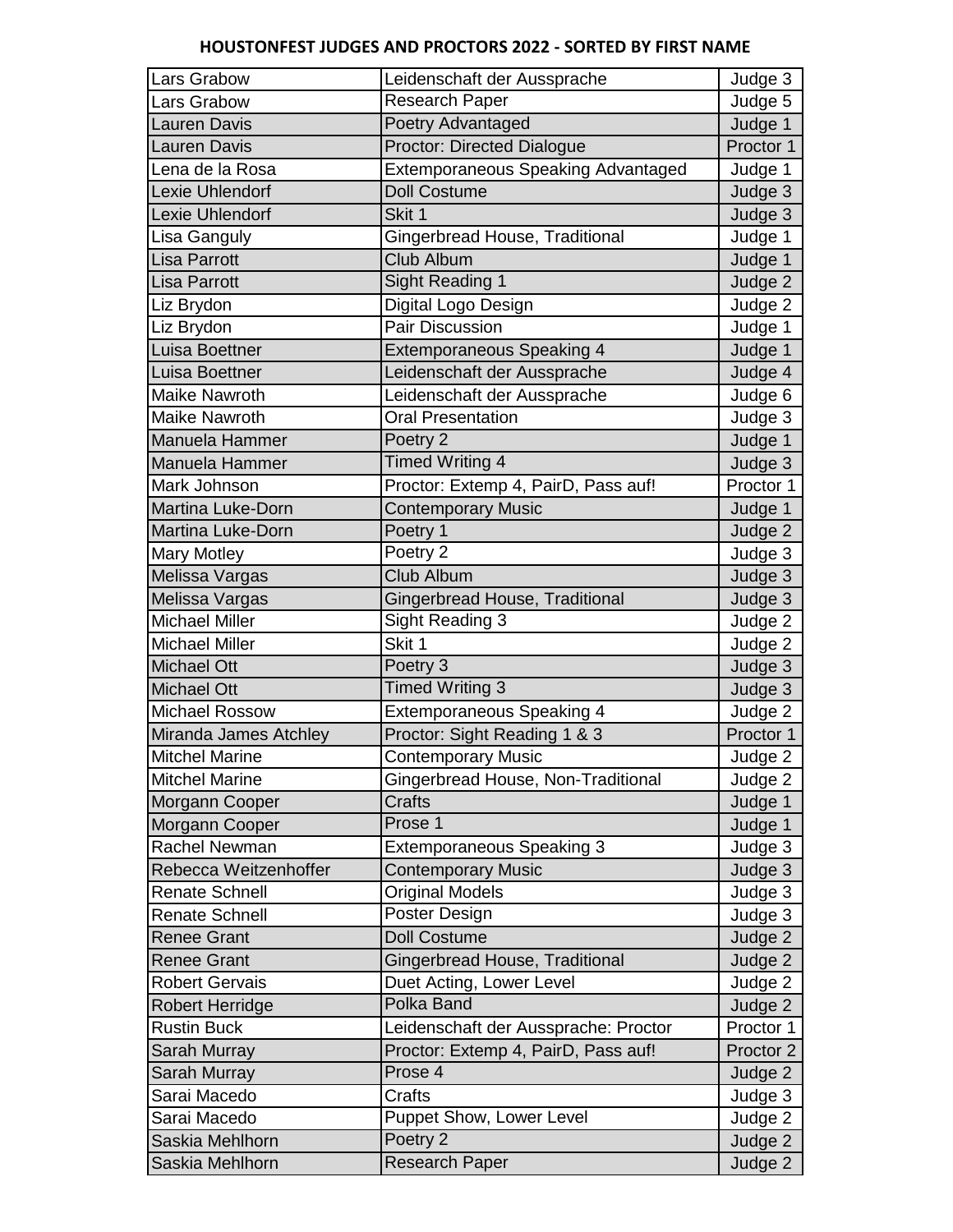**HOUSTONFEST JUDGES AND PROCTORS 2022 - SORTED BY FIRST NAME**

| | | |
|---|---|---|
| Lars Grabow | Leidenschaft der Aussprache | Judge 3 |
| Lars Grabow | Research Paper | Judge 5 |
| Lauren Davis | Poetry Advantaged | Judge 1 |
| Lauren Davis | Proctor: Directed Dialogue | Proctor 1 |
| Lena de la Rosa | Extemporaneous Speaking Advantaged | Judge 1 |
| Lexie Uhlendorf | Doll Costume | Judge 3 |
| Lexie Uhlendorf | Skit 1 | Judge 3 |
| Lisa Ganguly | Gingerbread House, Traditional | Judge 1 |
| Lisa Parrott | Club Album | Judge 1 |
| Lisa Parrott | Sight Reading 1 | Judge 2 |
| Liz Brydon | Digital Logo Design | Judge 2 |
| Liz Brydon | Pair Discussion | Judge 1 |
| Luisa Boettner | Extemporaneous Speaking 4 | Judge 1 |
| Luisa Boettner | Leidenschaft der Aussprache | Judge 4 |
| Maike Nawroth | Leidenschaft der Aussprache | Judge 6 |
| Maike Nawroth | Oral Presentation | Judge 3 |
| Manuela Hammer | Poetry 2 | Judge 1 |
| Manuela Hammer | Timed Writing 4 | Judge 3 |
| Mark Johnson | Proctor: Extemp 4, PairD, Pass auf! | Proctor 1 |
| Martina Luke-Dorn | Contemporary Music | Judge 1 |
| Martina Luke-Dorn | Poetry 1 | Judge 2 |
| Mary Motley | Poetry 2 | Judge 3 |
| Melissa Vargas | Club Album | Judge 3 |
| Melissa Vargas | Gingerbread House, Traditional | Judge 3 |
| Michael Miller | Sight Reading 3 | Judge 2 |
| Michael Miller | Skit 1 | Judge 2 |
| Michael Ott | Poetry 3 | Judge 3 |
| Michael Ott | Timed Writing 3 | Judge 3 |
| Michael Rossow | Extemporaneous Speaking 4 | Judge 2 |
| Miranda James Atchley | Proctor: Sight Reading 1 & 3 | Proctor 1 |
| Mitchel Marine | Contemporary Music | Judge 2 |
| Mitchel Marine | Gingerbread House, Non-Traditional | Judge 2 |
| Morgann Cooper | Crafts | Judge 1 |
| Morgann Cooper | Prose 1 | Judge 1 |
| Rachel Newman | Extemporaneous Speaking 3 | Judge 3 |
| Rebecca Weitzenhoffer | Contemporary Music | Judge 3 |
| Renate Schnell | Original Models | Judge 3 |
| Renate Schnell | Poster Design | Judge 3 |
| Renee Grant | Doll Costume | Judge 2 |
| Renee Grant | Gingerbread House, Traditional | Judge 2 |
| Robert Gervais | Duet Acting, Lower Level | Judge 2 |
| Robert Herridge | Polka Band | Judge 2 |
| Rustin Buck | Leidenschaft der Aussprache: Proctor | Proctor 1 |
| Sarah Murray | Proctor: Extemp 4, PairD, Pass auf! | Proctor 2 |
| Sarah Murray | Prose 4 | Judge 2 |
| Sarai Macedo | Crafts | Judge 3 |
| Sarai Macedo | Puppet Show, Lower Level | Judge 2 |
| Saskia Mehlhorn | Poetry 2 | Judge 2 |
| Saskia Mehlhorn | Research Paper | Judge 2 |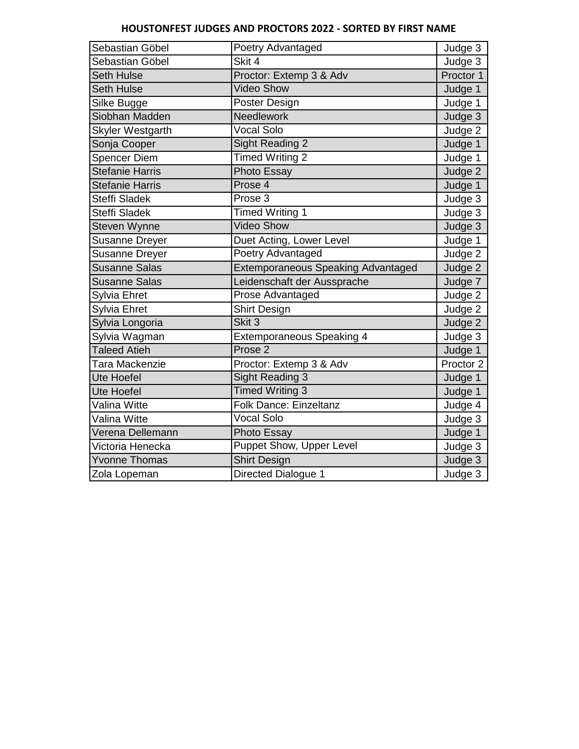**HOUSTONFEST JUDGES AND PROCTORS 2022 - SORTED BY FIRST NAME**

| | | |
|---|---|---|
| Sebastian Göbel | Poetry Advantaged | Judge 3 |
| Sebastian Göbel | Skit 4 | Judge 3 |
| Seth Hulse | Proctor: Extemp 3 & Adv | Proctor 1 |
| Seth Hulse | Video Show | Judge 1 |
| Silke Bugge | Poster Design | Judge 1 |
| Siobhan Madden | Needlework | Judge 3 |
| Skyler Westgarth | Vocal Solo | Judge 2 |
| Sonja Cooper | Sight Reading 2 | Judge 1 |
| Spencer Diem | Timed Writing 2 | Judge 1 |
| Stefanie Harris | Photo Essay | Judge 2 |
| Stefanie Harris | Prose 4 | Judge 1 |
| Steffi Sladek | Prose 3 | Judge 3 |
| Steffi Sladek | Timed Writing 1 | Judge 3 |
| Steven Wynne | Video Show | Judge 3 |
| Susanne Dreyer | Duet Acting, Lower Level | Judge 1 |
| Susanne Dreyer | Poetry Advantaged | Judge 2 |
| Susanne Salas | Extemporaneous Speaking Advantaged | Judge 2 |
| Susanne Salas | Leidenschaft der Aussprache | Judge 7 |
| Sylvia Ehret | Prose Advantaged | Judge 2 |
| Sylvia Ehret | Shirt Design | Judge 2 |
| Sylvia Longoria | Skit 3 | Judge 2 |
| Sylvia Wagman | Extemporaneous Speaking 4 | Judge 3 |
| Taleed Atieh | Prose 2 | Judge 1 |
| Tara Mackenzie | Proctor: Extemp 3 & Adv | Proctor 2 |
| Ute Hoefel | Sight Reading 3 | Judge 1 |
| Ute Hoefel | Timed Writing 3 | Judge 1 |
| Valina Witte | Folk Dance: Einzeltanz | Judge 4 |
| Valina Witte | Vocal Solo | Judge 3 |
| Verena Dellemann | Photo Essay | Judge 1 |
| Victoria Henecka | Puppet Show, Upper Level | Judge 3 |
| Yvonne Thomas | Shirt Design | Judge 3 |
| Zola Lopeman | Directed Dialogue 1 | Judge 3 |